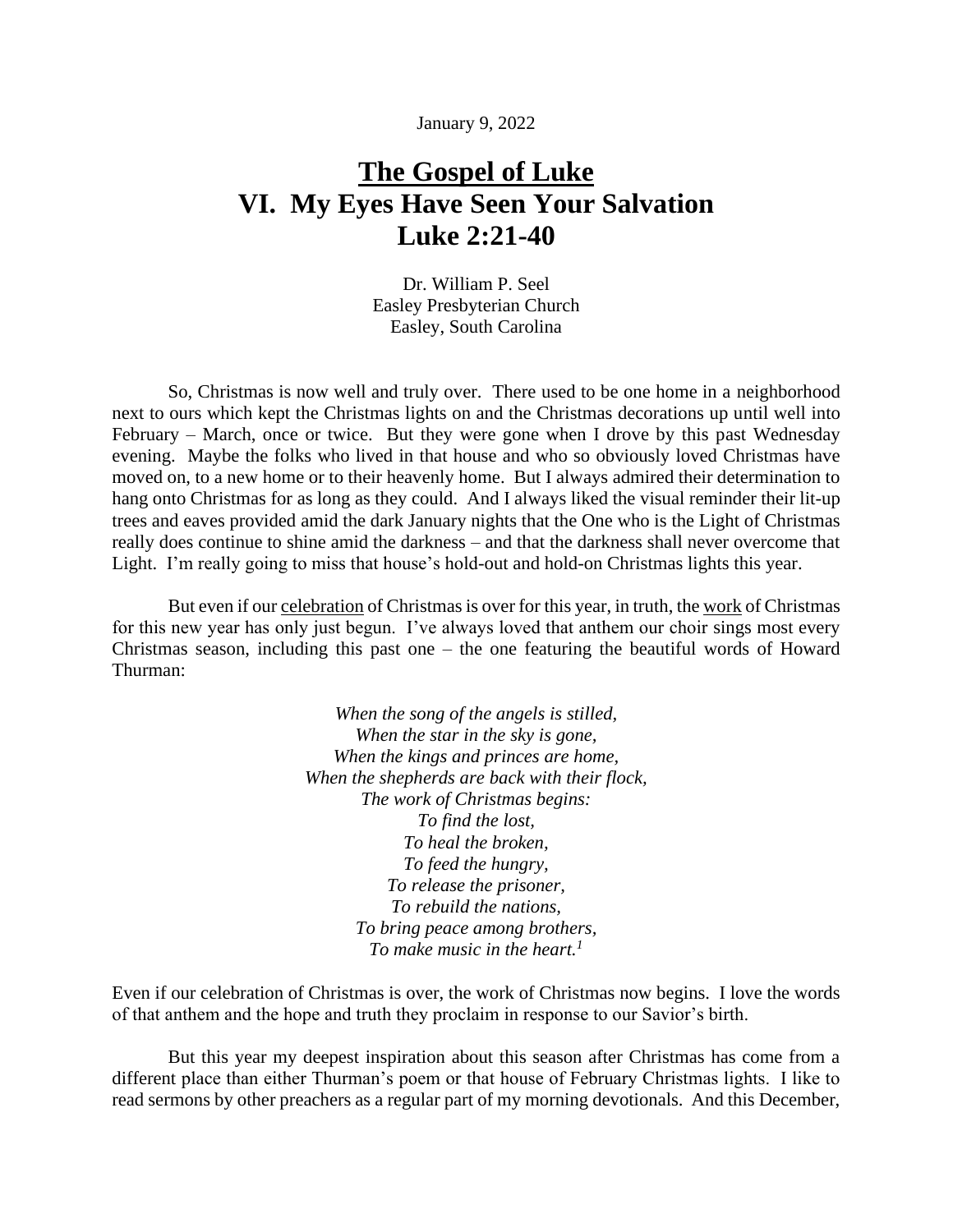January 9, 2022

# The Gospel of Luke
# VI. My Eyes Have Seen Your Salvation
# Luke 2:21-40

Dr. William P. Seel
Easley Presbyterian Church
Easley, South Carolina

So, Christmas is now well and truly over. There used to be one home in a neighborhood next to ours which kept the Christmas lights on and the Christmas decorations up until well into February – March, once or twice. But they were gone when I drove by this past Wednesday evening. Maybe the folks who lived in that house and who so obviously loved Christmas have moved on, to a new home or to their heavenly home. But I always admired their determination to hang onto Christmas for as long as they could. And I always liked the visual reminder their lit-up trees and eaves provided amid the dark January nights that the One who is the Light of Christmas really does continue to shine amid the darkness – and that the darkness shall never overcome that Light. I'm really going to miss that house's hold-out and hold-on Christmas lights this year.

But even if our <u>celebration</u> of Christmas is over for this year, in truth, the <u>work</u> of Christmas for this new year has only just begun. I've always loved that anthem our choir sings most every Christmas season, including this past one – the one featuring the beautiful words of Howard Thurman:

*When the song of the angels is stilled,*
*When the star in the sky is gone,*
*When the kings and princes are home,*
*When the shepherds are back with their flock,*
*The work of Christmas begins:*
*To find the lost,*
*To heal the broken,*
*To feed the hungry,*
*To release the prisoner,*
*To rebuild the nations,*
*To bring peace among brothers,*
*To make music in the heart.*[1]

Even if our celebration of Christmas is over, the work of Christmas now begins. I love the words of that anthem and the hope and truth they proclaim in response to our Savior's birth.

But this year my deepest inspiration about this season after Christmas has come from a different place than either Thurman's poem or that house of February Christmas lights. I like to read sermons by other preachers as a regular part of my morning devotionals. And this December,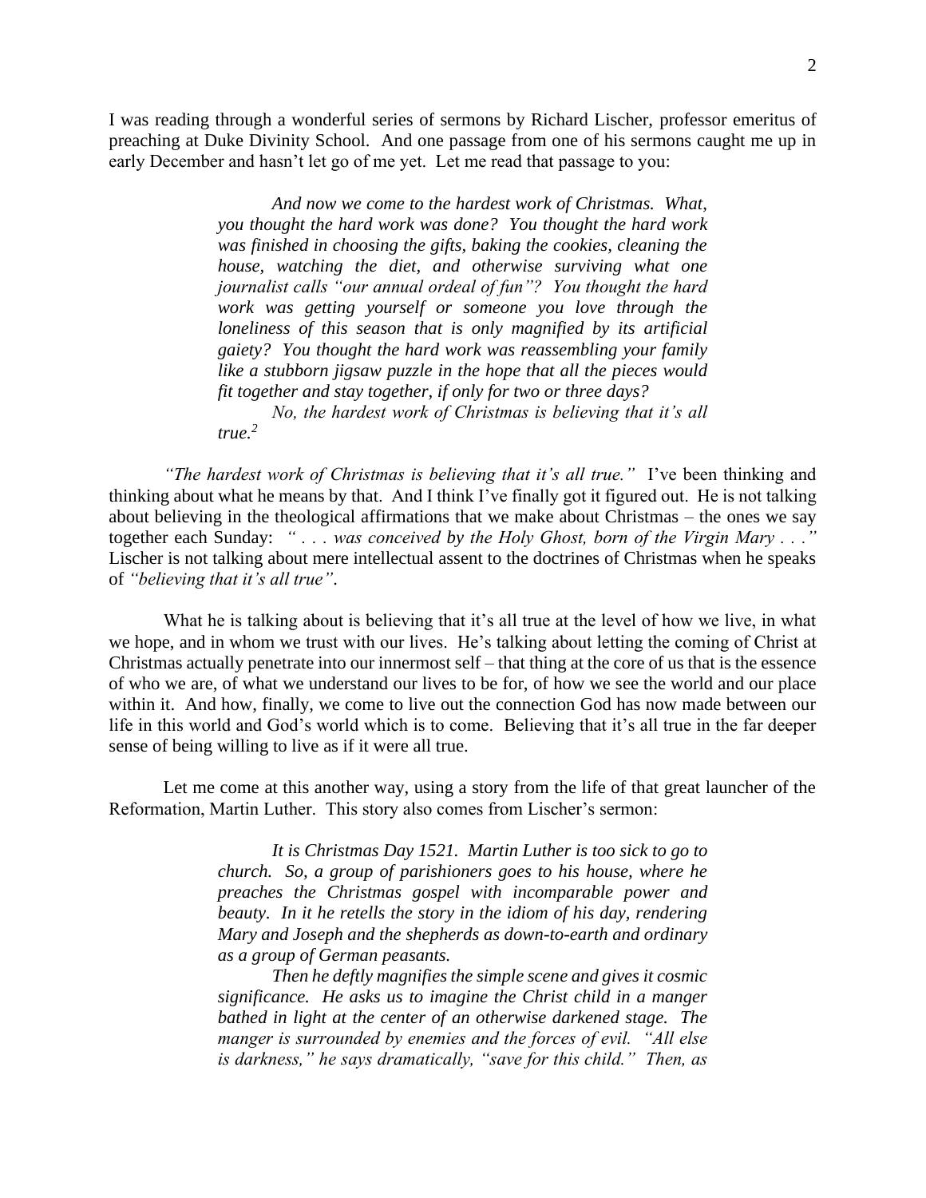I was reading through a wonderful series of sermons by Richard Lischer, professor emeritus of preaching at Duke Divinity School. And one passage from one of his sermons caught me up in early December and hasn't let go of me yet. Let me read that passage to you:

> *And now we come to the hardest work of Christmas. What, you thought the hard work was done? You thought the hard work was finished in choosing the gifts, baking the cookies, cleaning the house, watching the diet, and otherwise surviving what one journalist calls "our annual ordeal of fun"? You thought the hard work was getting yourself or someone you love through the loneliness of this season that is only magnified by its artificial gaiety? You thought the hard work was reassembling your family like a stubborn jigsaw puzzle in the hope that all the pieces would fit together and stay together, if only for two or three days?*
>
> *No, the hardest work of Christmas is believing that it's all true.*[2]

*"The hardest work of Christmas is believing that it's all true."* I've been thinking and thinking about what he means by that. And I think I've finally got it figured out. He is not talking about believing in the theological affirmations that we make about Christmas – the ones we say together each Sunday: *" . . . was conceived by the Holy Ghost, born of the Virgin Mary . . ."* Lischer is not talking about mere intellectual assent to the doctrines of Christmas when he speaks of *"believing that it's all true"*.

What he is talking about is believing that it's all true at the level of how we live, in what we hope, and in whom we trust with our lives. He's talking about letting the coming of Christ at Christmas actually penetrate into our innermost self – that thing at the core of us that is the essence of who we are, of what we understand our lives to be for, of how we see the world and our place within it. And how, finally, we come to live out the connection God has now made between our life in this world and God's world which is to come. Believing that it's all true in the far deeper sense of being willing to live as if it were all true.

Let me come at this another way, using a story from the life of that great launcher of the Reformation, Martin Luther. This story also comes from Lischer's sermon:

> *It is Christmas Day 1521. Martin Luther is too sick to go to church. So, a group of parishioners goes to his house, where he preaches the Christmas gospel with incomparable power and beauty. In it he retells the story in the idiom of his day, rendering Mary and Joseph and the shepherds as down-to-earth and ordinary as a group of German peasants.*
>
> *Then he deftly magnifies the simple scene and gives it cosmic significance. He asks us to imagine the Christ child in a manger bathed in light at the center of an otherwise darkened stage. The manger is surrounded by enemies and the forces of evil. "All else is darkness," he says dramatically, "save for this child." Then, as*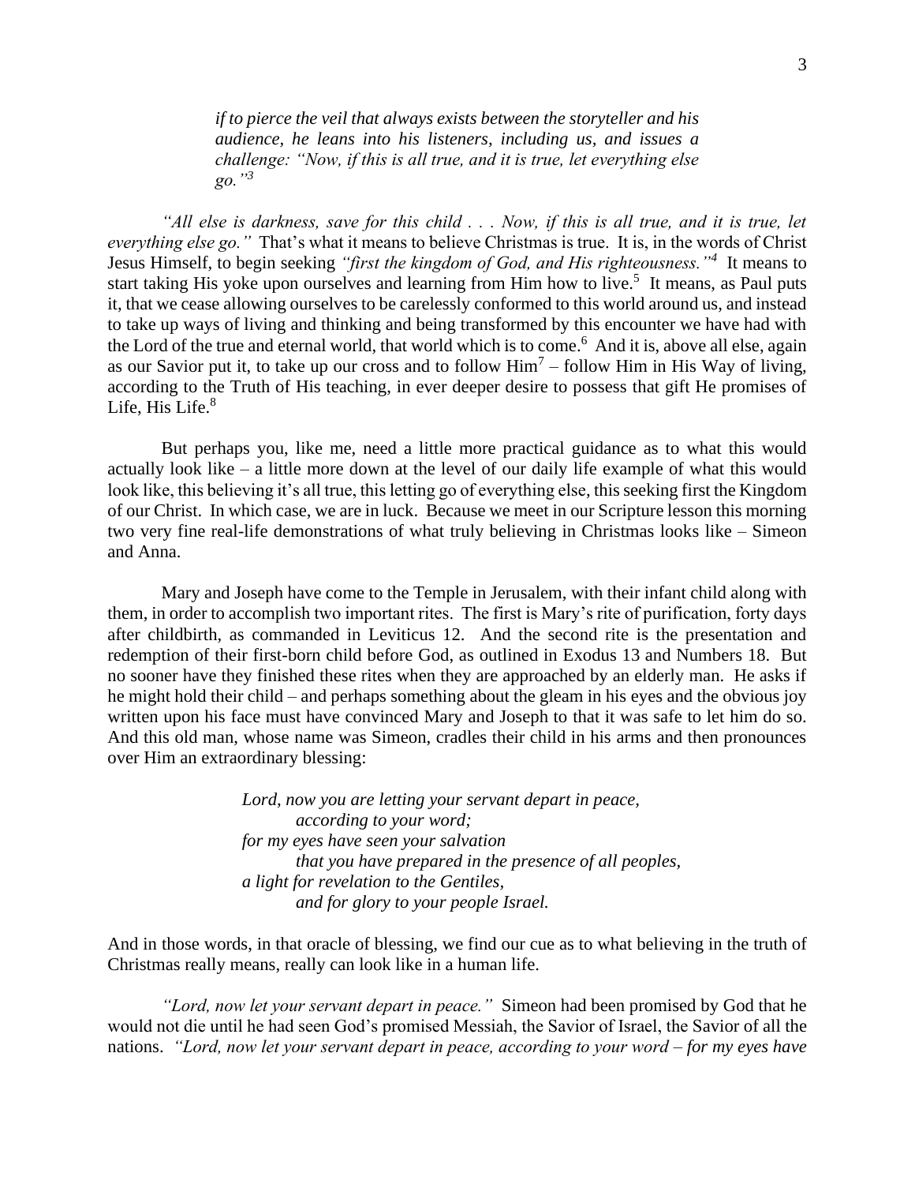> *if to pierce the veil that always exists between the storyteller and his audience, he leans into his listeners, including us, and issues a challenge: "Now, if this is all true, and it is true, let everything else go."*[3]

*"All else is darkness, save for this child . . . Now, if this is all true, and it is true, let everything else go."* That's what it means to believe Christmas is true. It is, in the words of Christ Jesus Himself, to begin seeking *"first the kingdom of God, and His righteousness."*[4] It means to start taking His yoke upon ourselves and learning from Him how to live.[5] It means, as Paul puts it, that we cease allowing ourselves to be carelessly conformed to this world around us, and instead to take up ways of living and thinking and being transformed by this encounter we have had with the Lord of the true and eternal world, that world which is to come.[6] And it is, above all else, again as our Savior put it, to take up our cross and to follow Him[7] – follow Him in His Way of living, according to the Truth of His teaching, in ever deeper desire to possess that gift He promises of Life, His Life.[8]

But perhaps you, like me, need a little more practical guidance as to what this would actually look like – a little more down at the level of our daily life example of what this would look like, this believing it's all true, this letting go of everything else, this seeking first the Kingdom of our Christ. In which case, we are in luck. Because we meet in our Scripture lesson this morning two very fine real-life demonstrations of what truly believing in Christmas looks like – Simeon and Anna.

Mary and Joseph have come to the Temple in Jerusalem, with their infant child along with them, in order to accomplish two important rites. The first is Mary's rite of purification, forty days after childbirth, as commanded in Leviticus 12. And the second rite is the presentation and redemption of their first-born child before God, as outlined in Exodus 13 and Numbers 18. But no sooner have they finished these rites when they are approached by an elderly man. He asks if he might hold their child – and perhaps something about the gleam in his eyes and the obvious joy written upon his face must have convinced Mary and Joseph to that it was safe to let him do so. And this old man, whose name was Simeon, cradles their child in his arms and then pronounces over Him an extraordinary blessing:

> *Lord, now you are letting your servant depart in peace,*
> *according to your word;*
> *for my eyes have seen your salvation*
> *that you have prepared in the presence of all peoples,*
> *a light for revelation to the Gentiles,*
> *and for glory to your people Israel.*

And in those words, in that oracle of blessing, we find our cue as to what believing in the truth of Christmas really means, really can look like in a human life.

*"Lord, now let your servant depart in peace."* Simeon had been promised by God that he would not die until he had seen God's promised Messiah, the Savior of Israel, the Savior of all the nations. *"Lord, now let your servant depart in peace, according to your word – for my eyes have*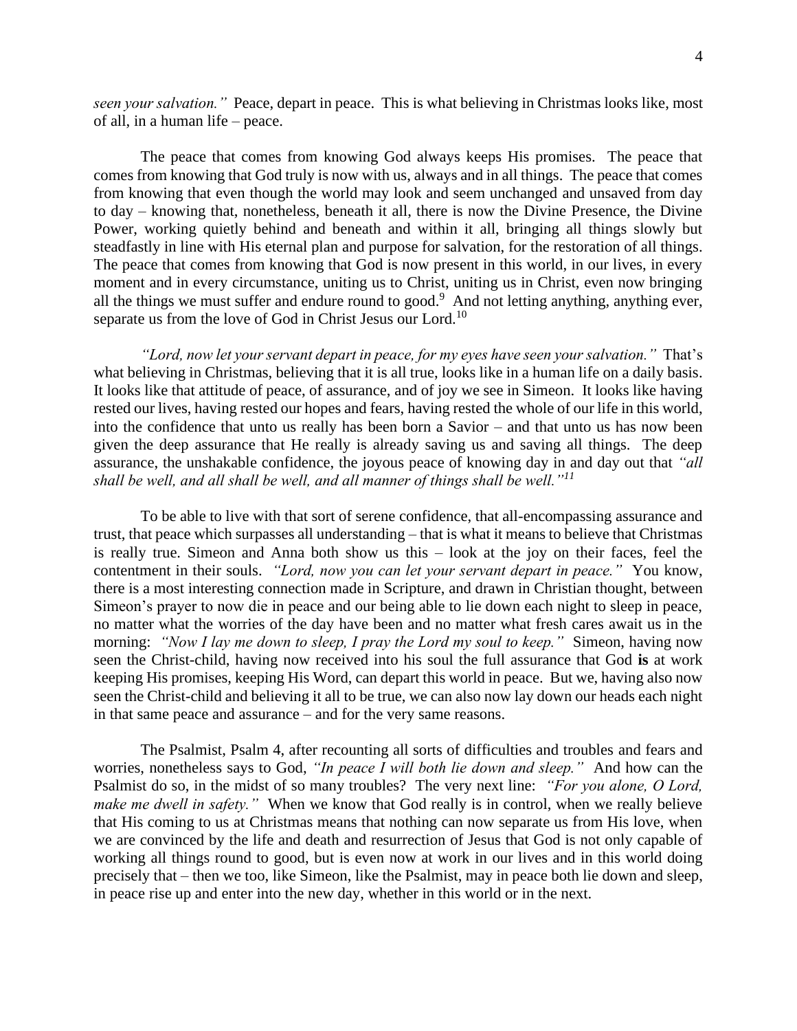*seen your salvation."* Peace, depart in peace. This is what believing in Christmas looks like, most of all, in a human life – peace.

The peace that comes from knowing God always keeps His promises. The peace that comes from knowing that God truly is now with us, always and in all things. The peace that comes from knowing that even though the world may look and seem unchanged and unsaved from day to day – knowing that, nonetheless, beneath it all, there is now the Divine Presence, the Divine Power, working quietly behind and beneath and within it all, bringing all things slowly but steadfastly in line with His eternal plan and purpose for salvation, for the restoration of all things. The peace that comes from knowing that God is now present in this world, in our lives, in every moment and in every circumstance, uniting us to Christ, uniting us in Christ, even now bringing all the things we must suffer and endure round to good.[9] And not letting anything, anything ever, separate us from the love of God in Christ Jesus our Lord.[10]

*"Lord, now let your servant depart in peace, for my eyes have seen your salvation."* That's what believing in Christmas, believing that it is all true, looks like in a human life on a daily basis. It looks like that attitude of peace, of assurance, and of joy we see in Simeon. It looks like having rested our lives, having rested our hopes and fears, having rested the whole of our life in this world, into the confidence that unto us really has been born a Savior – and that unto us has now been given the deep assurance that He really is already saving us and saving all things. The deep assurance, the unshakable confidence, the joyous peace of knowing day in and day out that *"all shall be well, and all shall be well, and all manner of things shall be well."*[11]

To be able to live with that sort of serene confidence, that all-encompassing assurance and trust, that peace which surpasses all understanding – that is what it means to believe that Christmas is really true. Simeon and Anna both show us this – look at the joy on their faces, feel the contentment in their souls. *"Lord, now you can let your servant depart in peace."* You know, there is a most interesting connection made in Scripture, and drawn in Christian thought, between Simeon's prayer to now die in peace and our being able to lie down each night to sleep in peace, no matter what the worries of the day have been and no matter what fresh cares await us in the morning: *"Now I lay me down to sleep, I pray the Lord my soul to keep."* Simeon, having now seen the Christ-child, having now received into his soul the full assurance that God **is** at work keeping His promises, keeping His Word, can depart this world in peace. But we, having also now seen the Christ-child and believing it all to be true, we can also now lay down our heads each night in that same peace and assurance – and for the very same reasons.

The Psalmist, Psalm 4, after recounting all sorts of difficulties and troubles and fears and worries, nonetheless says to God, *"In peace I will both lie down and sleep."* And how can the Psalmist do so, in the midst of so many troubles? The very next line: *"For you alone, O Lord, make me dwell in safety."* When we know that God really is in control, when we really believe that His coming to us at Christmas means that nothing can now separate us from His love, when we are convinced by the life and death and resurrection of Jesus that God is not only capable of working all things round to good, but is even now at work in our lives and in this world doing precisely that – then we too, like Simeon, like the Psalmist, may in peace both lie down and sleep, in peace rise up and enter into the new day, whether in this world or in the next.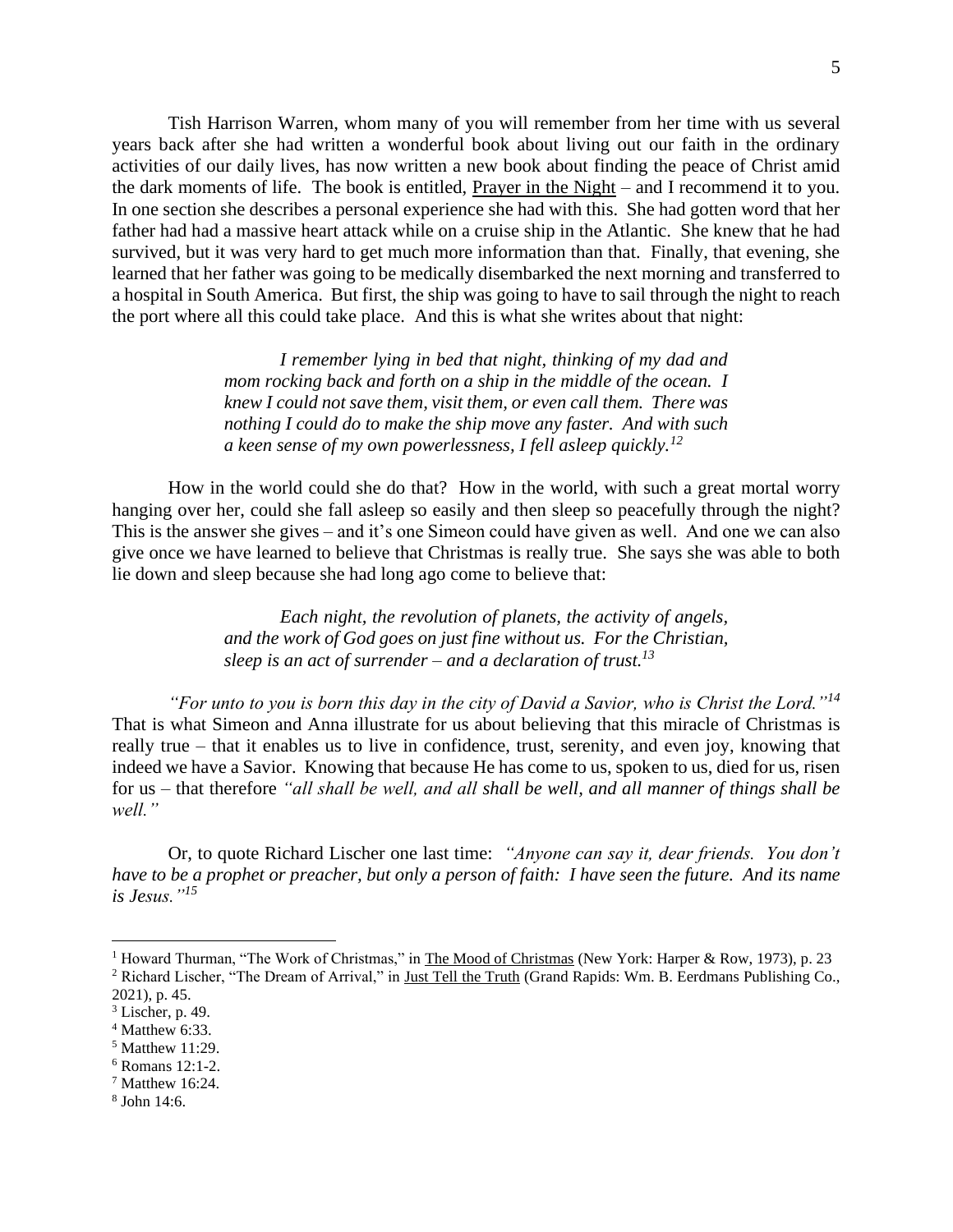Tish Harrison Warren, whom many of you will remember from her time with us several years back after she had written a wonderful book about living out our faith in the ordinary activities of our daily lives, has now written a new book about finding the peace of Christ amid the dark moments of life. The book is entitled, Prayer in the Night – and I recommend it to you. In one section she describes a personal experience she had with this. She had gotten word that her father had had a massive heart attack while on a cruise ship in the Atlantic. She knew that he had survived, but it was very hard to get much more information than that. Finally, that evening, she learned that her father was going to be medically disembarked the next morning and transferred to a hospital in South America. But first, the ship was going to have to sail through the night to reach the port where all this could take place. And this is what she writes about that night:

> *I remember lying in bed that night, thinking of my dad and mom rocking back and forth on a ship in the middle of the ocean. I knew I could not save them, visit them, or even call them. There was nothing I could do to make the ship move any faster. And with such a keen sense of my own powerlessness, I fell asleep quickly.*[12]

How in the world could she do that? How in the world, with such a great mortal worry hanging over her, could she fall asleep so easily and then sleep so peacefully through the night? This is the answer she gives – and it's one Simeon could have given as well. And one we can also give once we have learned to believe that Christmas is really true. She says she was able to both lie down and sleep because she had long ago come to believe that:

> *Each night, the revolution of planets, the activity of angels, and the work of God goes on just fine without us. For the Christian, sleep is an act of surrender – and a declaration of trust.*[13]

*"For unto to you is born this day in the city of David a Savior, who is Christ the Lord."*[14] That is what Simeon and Anna illustrate for us about believing that this miracle of Christmas is really true – that it enables us to live in confidence, trust, serenity, and even joy, knowing that indeed we have a Savior. Knowing that because He has come to us, spoken to us, died for us, risen for us – that therefore *"all shall be well, and all shall be well, and all manner of things shall be well."*

Or, to quote Richard Lischer one last time: *"Anyone can say it, dear friends. You don't have to be a prophet or preacher, but only a person of faith: I have seen the future. And its name is Jesus."*[15]

---

[1] Howard Thurman, "The Work of Christmas," in The Mood of Christmas (New York: Harper & Row, 1973), p. 23

[2] Richard Lischer, "The Dream of Arrival," in Just Tell the Truth (Grand Rapids: Wm. B. Eerdmans Publishing Co., 2021), p. 45.

[3] Lischer, p. 49.

[4] Matthew 6:33.

[5] Matthew 11:29.

[6] Romans 12:1-2.

[7] Matthew 16:24.

[8] John 14:6.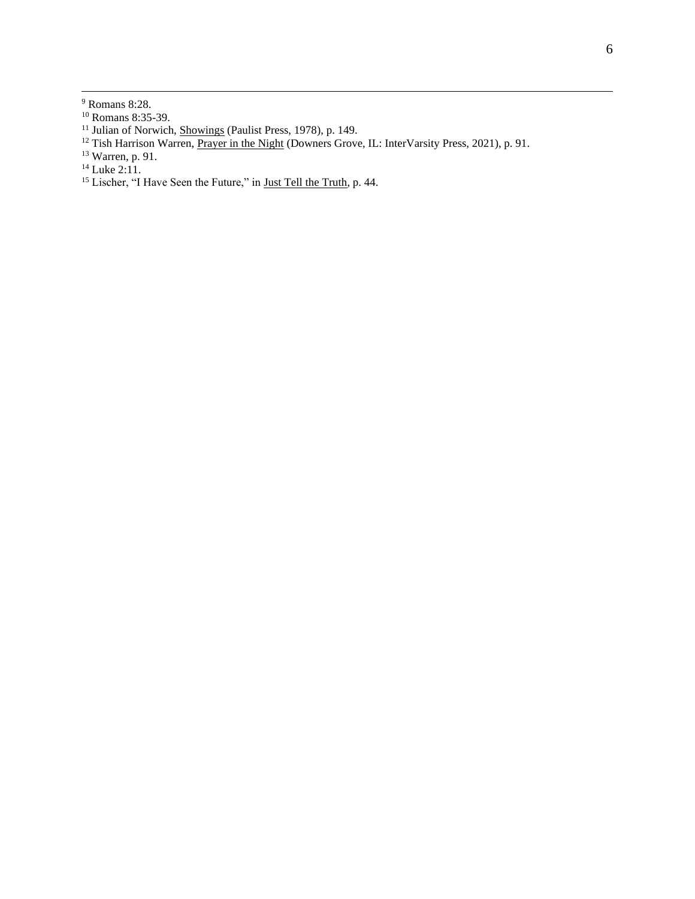[9] Romans 8:28.

[10] Romans 8:35-39.

[11] Julian of Norwich, Showings (Paulist Press, 1978), p. 149.

[12] Tish Harrison Warren, Prayer in the Night (Downers Grove, IL: InterVarsity Press, 2021), p. 91.

[13] Warren, p. 91.

[14] Luke 2:11.

[15] Lischer, "I Have Seen the Future," in Just Tell the Truth, p. 44.